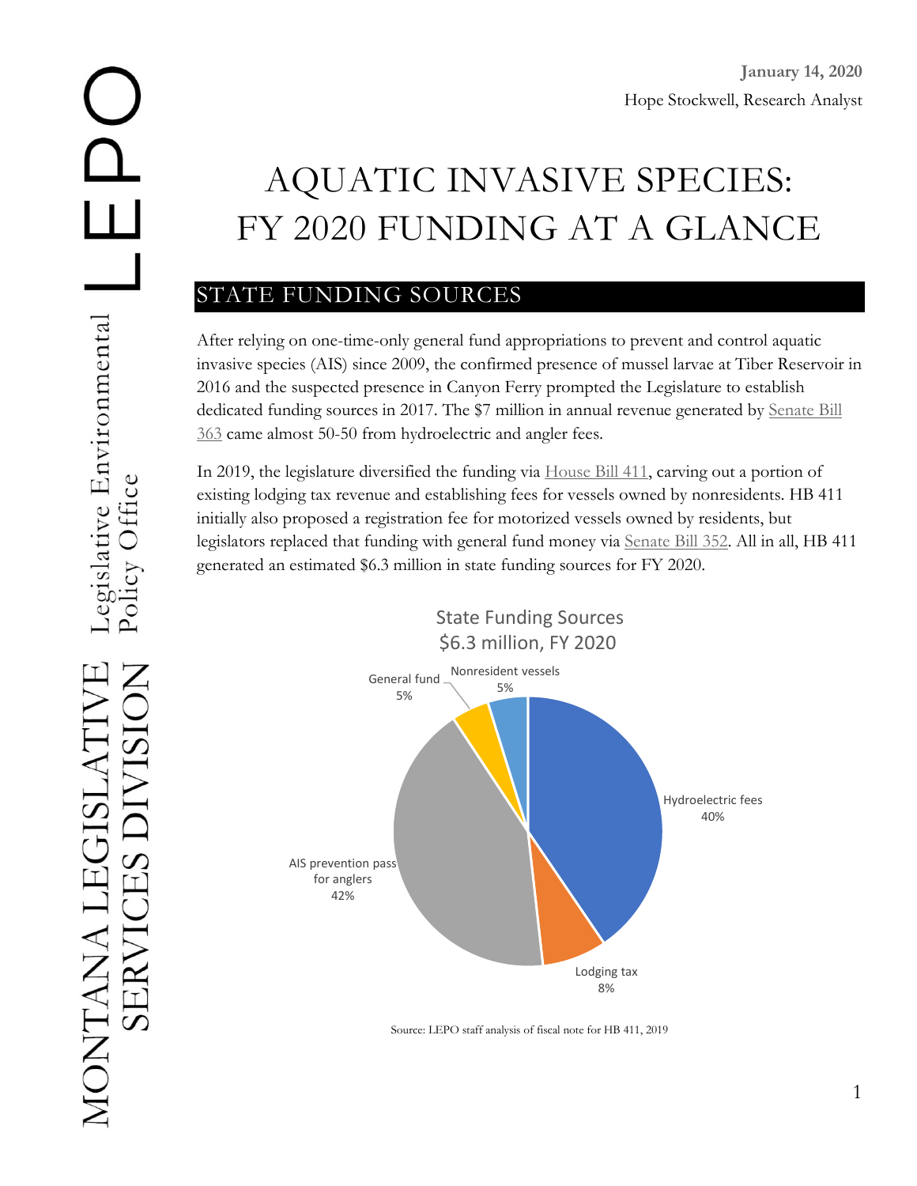January 14, 2020

Hope Stockwell, Research Analyst

# AQUATIC INVASIVE SPECIES: FY 2020 FUNDING AT A GLANCE

## STATE FUNDING SOURCES

After relying on one-time-only general fund appropriations to prevent and control aquatic invasive species (AIS) since 2009, the confirmed presence of mussel larvae at Tiber Reservoir in 2016 and the suspected presence in Canyon Ferry prompted the Legislature to establish dedicated funding sources in 2017. The $7 million in annual revenue generated by Senate Bill 363 came almost 50-50 from hydroelectric and angler fees.

In 2019, the legislature diversified the funding via House Bill 411, carving out a portion of existing lodging tax revenue and establishing fees for vessels owned by nonresidents. HB 411 initially also proposed a registration fee for motorized vessels owned by residents, but legislators replaced that funding with general fund money via Senate Bill 352. All in all, HB 411 generated an estimated $6.3 million in state funding sources for FY 2020.

State Funding Sources
$6.3 million, FY 2020

| Source | Share |
| --- | --- |
| Hydroelectric fees | 40% |
| Lodging tax | 8% |
| AIS prevention pass for anglers | 42% |
| General fund | 5% |
| Nonresident vessels | 5% |

Source: LEPO staff analysis of fiscal note for HB 411, 2019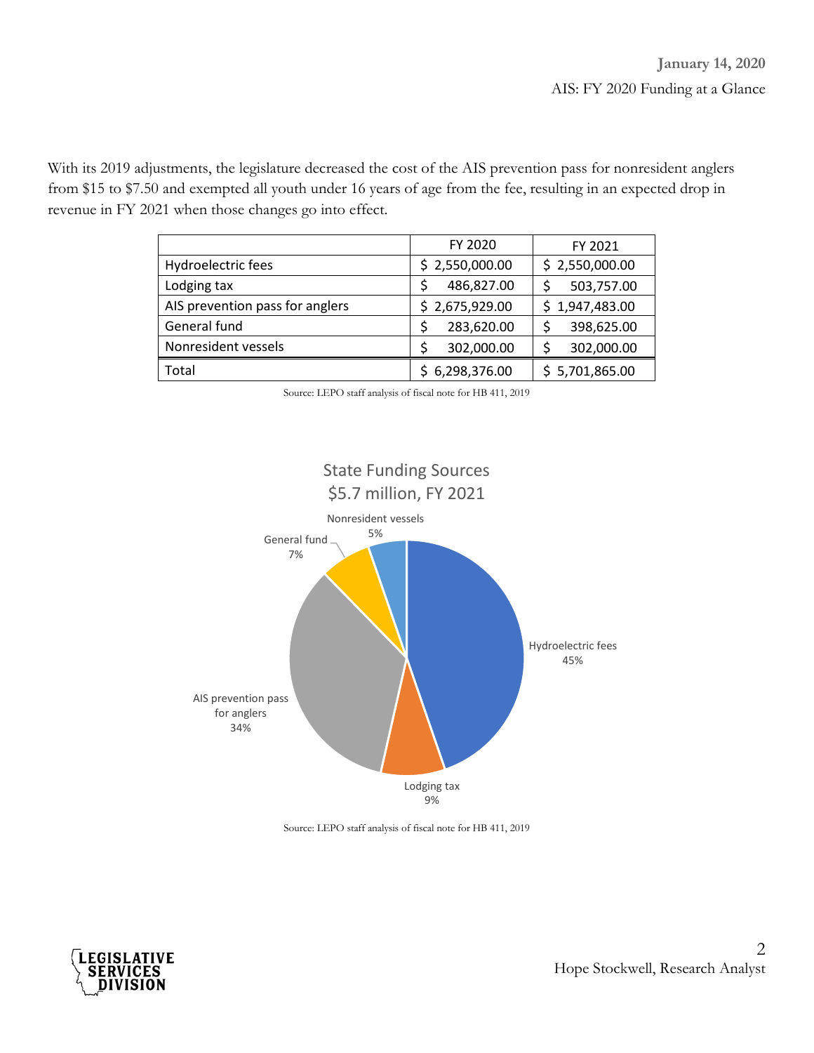With its 2019 adjustments, the legislature decreased the cost of the AIS prevention pass for nonresident anglers from $15 to $7.50 and exempted all youth under 16 years of age from the fee, resulting in an expected drop in revenue in FY 2021 when those changes go into effect.

| | FY 2020 | FY 2021 |
|---|---|---|
| Hydroelectric fees | $ 2,550,000.00 | $ 2,550,000.00 |
| Lodging tax | $ 486,827.00 | $ 503,757.00 |
| AIS prevention pass for anglers | $ 2,675,929.00 | $ 1,947,483.00 |
| General fund | $ 283,620.00 | $ 398,625.00 |
| Nonresident vessels | $ 302,000.00 | $ 302,000.00 |
| Total | $ 6,298,376.00 | $ 5,701,865.00 |

Source: LEPO staff analysis of fiscal note for HB 411, 2019

State Funding Sources
$5.7 million, FY 2021

- Hydroelectric fees 45%
- Lodging tax 9%
- AIS prevention pass for anglers 34%
- General fund 7%
- Nonresident vessels 5%

Source: LEPO staff analysis of fiscal note for HB 411, 2019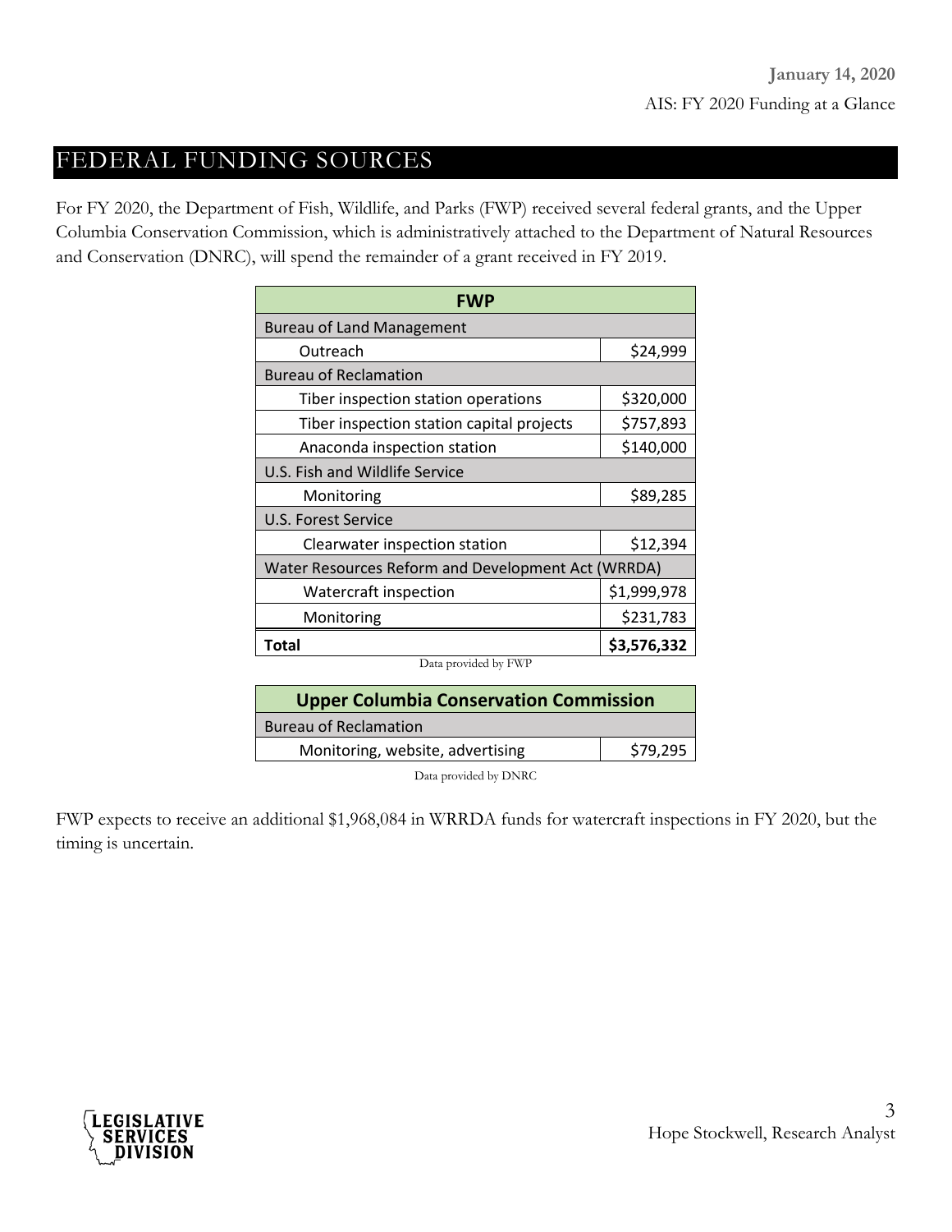## FEDERAL FUNDING SOURCES

For FY 2020, the Department of Fish, Wildlife, and Parks (FWP) received several federal grants, and the Upper Columbia Conservation Commission, which is administratively attached to the Department of Natural Resources and Conservation (DNRC), will spend the remainder of a grant received in FY 2019.

| **FWP** | |
|---|---|
| Bureau of Land Management | |
| Outreach | $24,999 |
| Bureau of Reclamation | |
| Tiber inspection station operations | $320,000 |
| Tiber inspection station capital projects | $757,893 |
| Anaconda inspection station | $140,000 |
| U.S. Fish and Wildlife Service | |
| Monitoring | $89,285 |
| U.S. Forest Service | |
| Clearwater inspection station | $12,394 |
| Water Resources Reform and Development Act (WRRDA) | |
| Watercraft inspection | $1,999,978 |
| Monitoring | $231,783 |
| **Total** | **$3,576,332** |

Data provided by FWP

| **Upper Columbia Conservation Commission** | |
|---|---|
| Bureau of Reclamation | |
| Monitoring, website, advertising | $79,295 |

Data provided by DNRC

FWP expects to receive an additional $1,968,084 in WRRDA funds for watercraft inspections in FY 2020, but the timing is uncertain.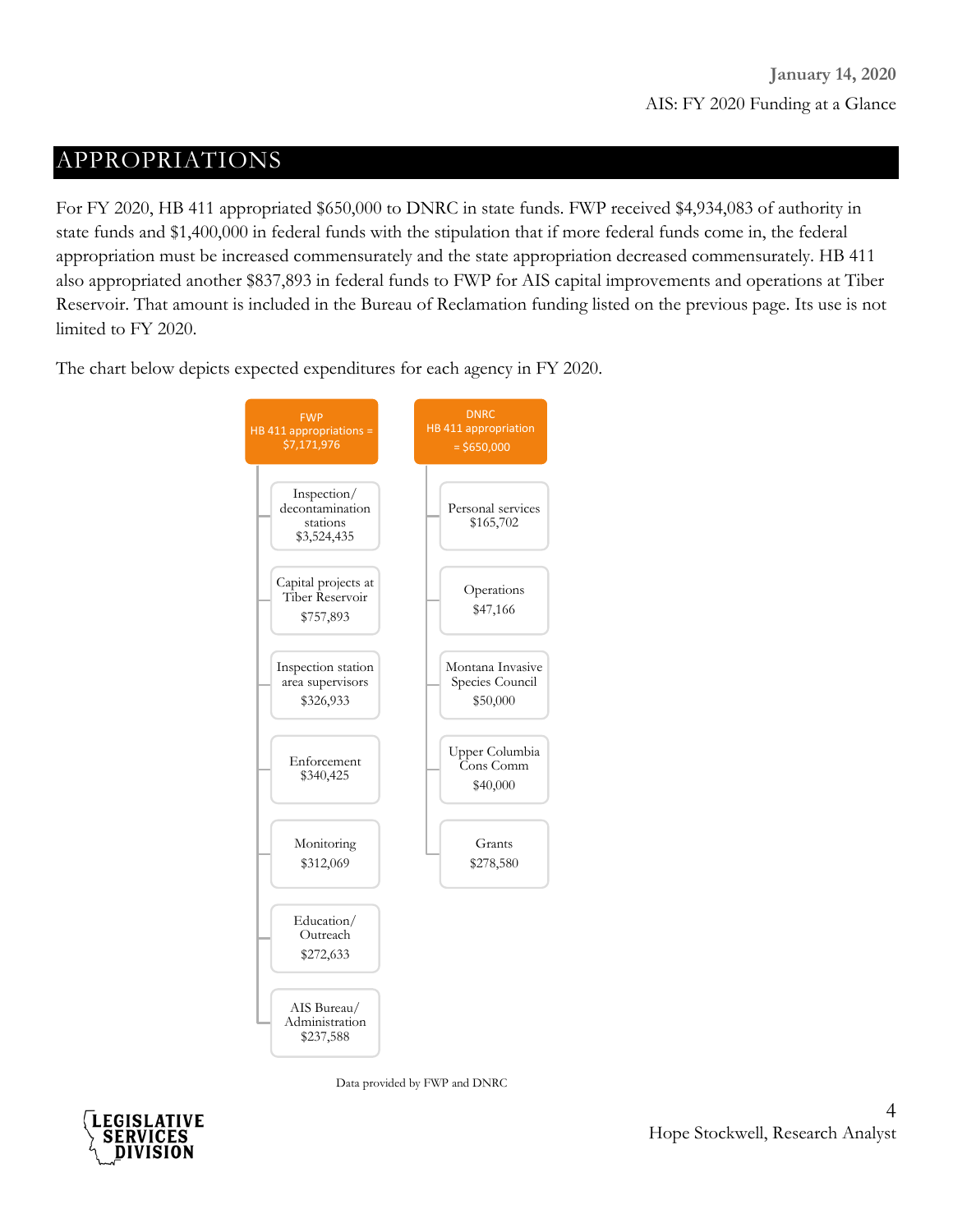## APPROPRIATIONS

For FY 2020, HB 411 appropriated $650,000 to DNRC in state funds. FWP received $4,934,083 of authority in state funds and $1,400,000 in federal funds with the stipulation that if more federal funds come in, the federal appropriation must be increased commensurately and the state appropriation decreased commensurately. HB 411 also appropriated another $837,893 in federal funds to FWP for AIS capital improvements and operations at Tiber Reservoir. That amount is included in the Bureau of Reclamation funding listed on the previous page. Its use is not limited to FY 2020.

The chart below depicts expected expenditures for each agency in FY 2020.

**FWP HB 411 appropriations = $7,171,976**

- Inspection/decontamination stations $3,524,435
- Capital projects at Tiber Reservoir $757,893
- Inspection station area supervisors $326,933
- Enforcement $340,425
- Monitoring $312,069
- Education/Outreach $272,633
- AIS Bureau/Administration $237,588

**DNRC HB 411 appropriation = $650,000**

- Personal services $165,702
- Operations $47,166
- Montana Invasive Species Council $50,000
- Upper Columbia Cons Comm $40,000
- Grants $278,580

Data provided by FWP and DNRC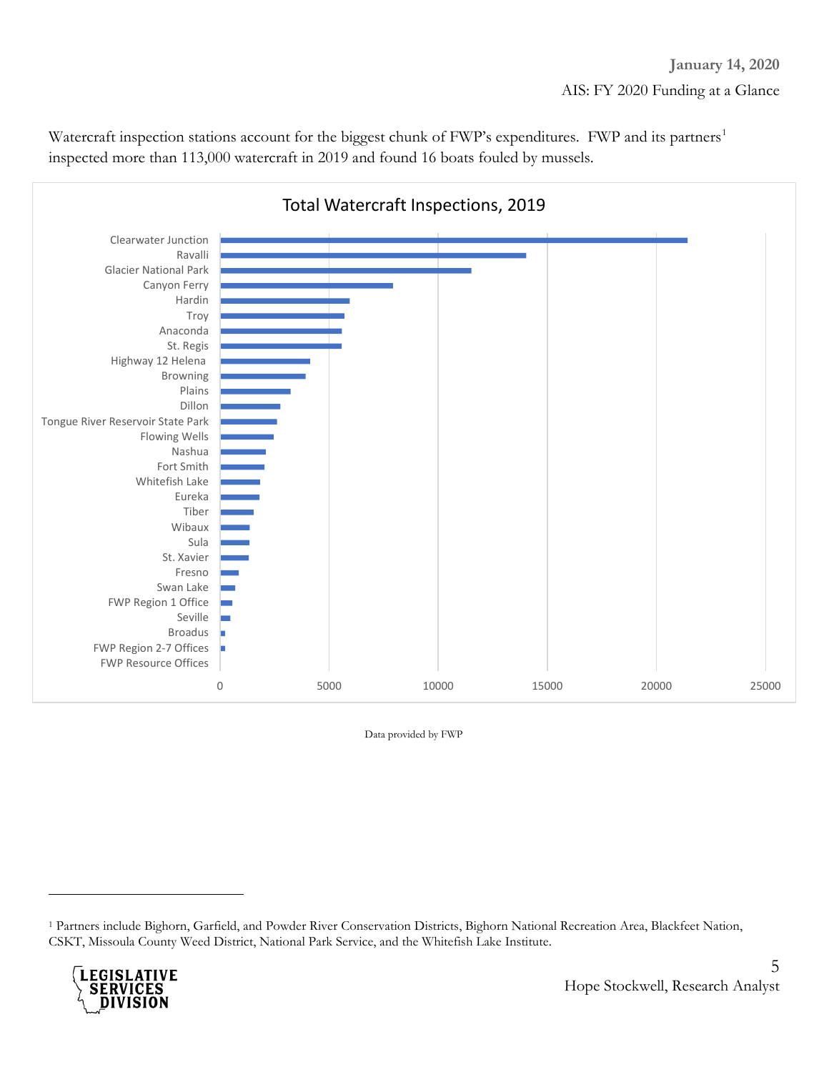Watercraft inspection stations account for the biggest chunk of FWP's expenditures. FWP and its partners[1] inspected more than 113,000 watercraft in 2019 and found 16 boats fouled by mussels.

**Total Watercraft Inspections, 2019**

| Location |
| --- |
| Clearwater Junction |
| Ravalli |
| Glacier National Park |
| Canyon Ferry |
| Hardin |
| Troy |
| Anaconda |
| St. Regis |
| Highway 12 Helena |
| Browning |
| Plains |
| Dillon |
| Tongue River Reservoir State Park |
| Flowing Wells |
| Nashua |
| Fort Smith |
| Whitefish Lake |
| Eureka |
| Tiber |
| Wibaux |
| Sula |
| St. Xavier |
| Fresno |
| Swan Lake |
| FWP Region 1 Office |
| Seville |
| Broadus |
| FWP Region 2-7 Offices |
| FWP Resource Offices |

0 5000 10000 15000 20000 25000

Data provided by FWP

[1] Partners include Bighorn, Garfield, and Powder River Conservation Districts, Bighorn National Recreation Area, Blackfeet Nation, CSKT, Missoula County Weed District, National Park Service, and the Whitefish Lake Institute.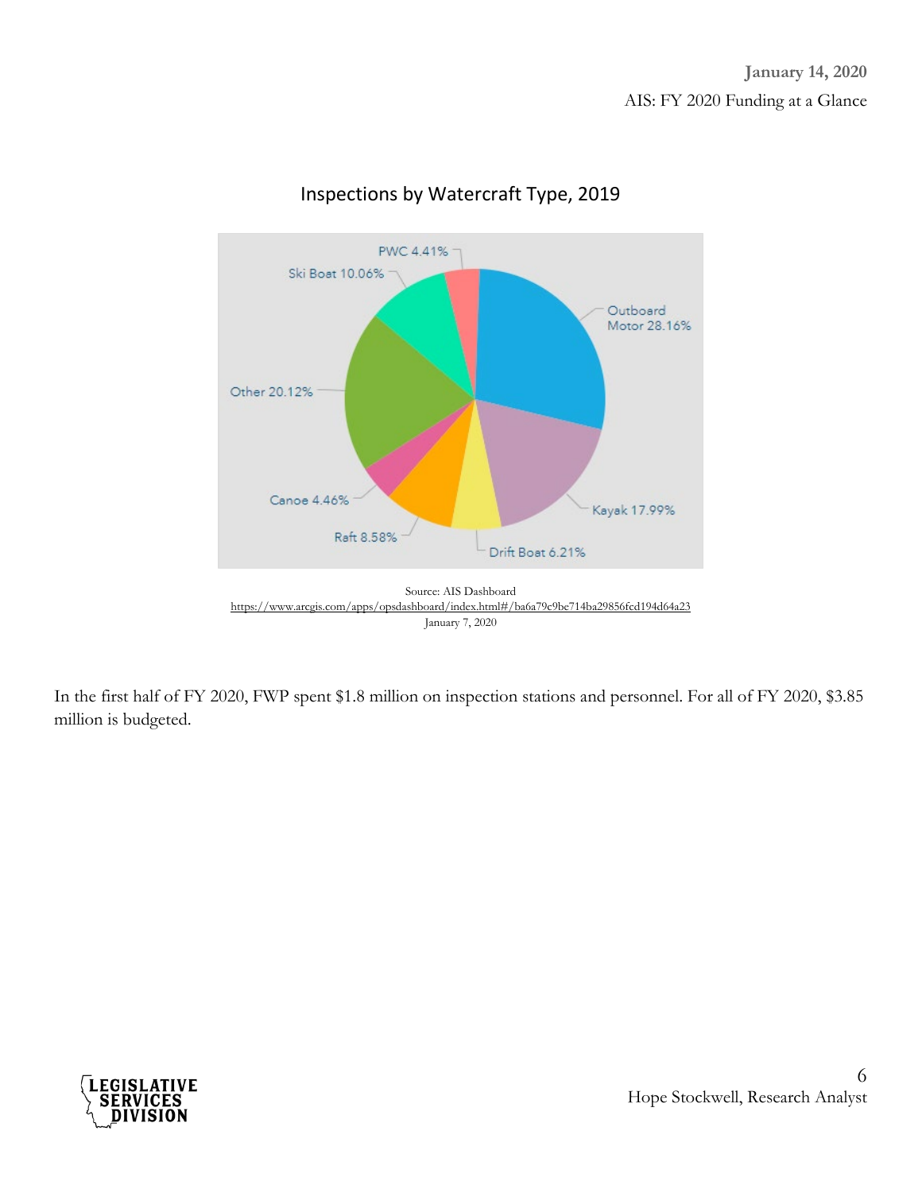Inspections by Watercraft Type, 2019

| Watercraft Type | Percentage |
| --- | --- |
| Outboard Motor | 28.16% |
| Kayak | 17.99% |
| Drift Boat | 6.21% |
| Raft | 8.58% |
| Canoe | 4.46% |
| Other | 20.12% |
| Ski Boat | 10.06% |
| PWC | 4.41% |

Source: AIS Dashboard
https://www.arcgis.com/apps/opsdashboard/index.html#/ba6a79c9be714ba29856fcd194d64a23
January 7, 2020

In the first half of FY 2020, FWP spent $1.8 million on inspection stations and personnel. For all of FY 2020, $3.85 million is budgeted.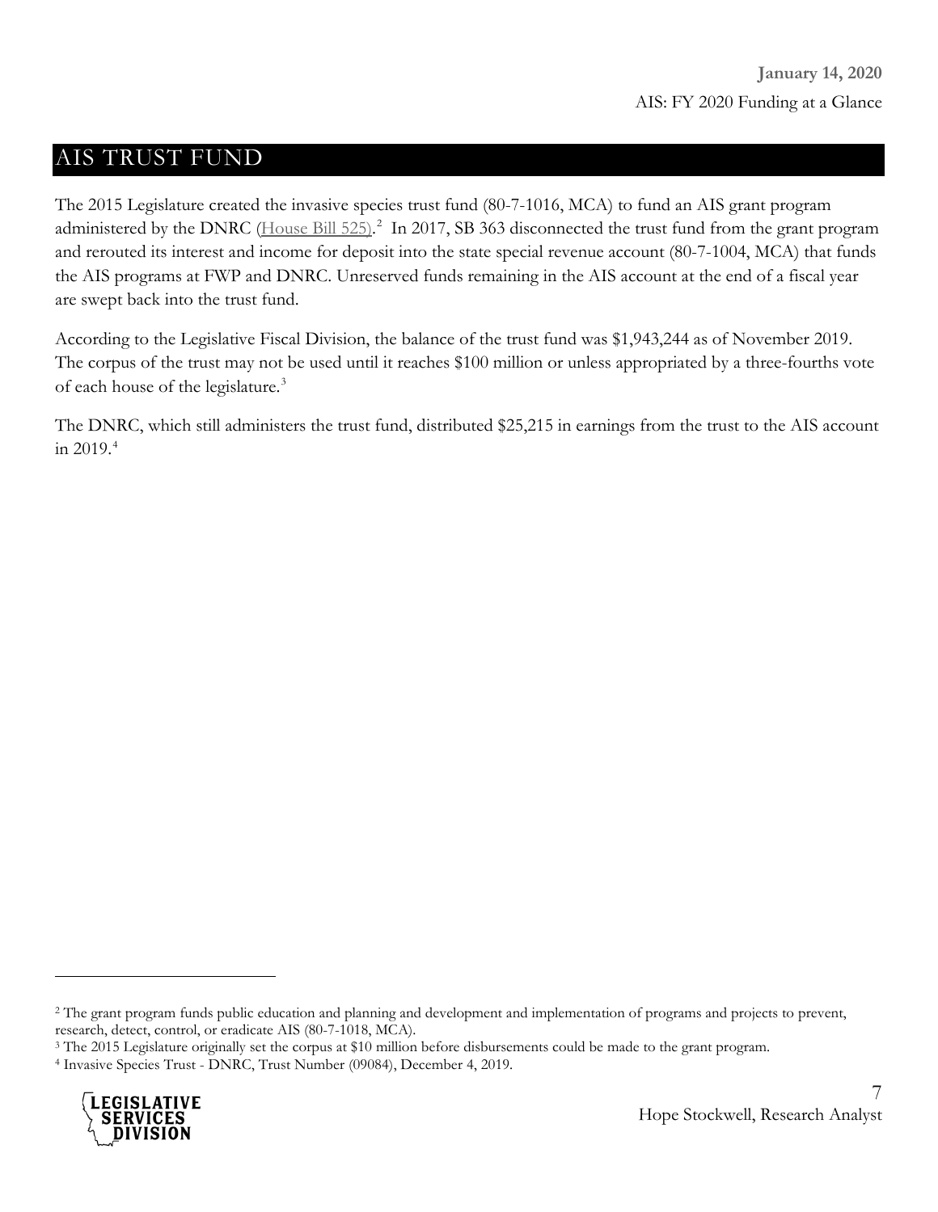## AIS TRUST FUND

The 2015 Legislature created the invasive species trust fund (80-7-1016, MCA) to fund an AIS grant program administered by the DNRC (House Bill 525).[2] In 2017, SB 363 disconnected the trust fund from the grant program and rerouted its interest and income for deposit into the state special revenue account (80-7-1004, MCA) that funds the AIS programs at FWP and DNRC. Unreserved funds remaining in the AIS account at the end of a fiscal year are swept back into the trust fund.

According to the Legislative Fiscal Division, the balance of the trust fund was $1,943,244 as of November 2019. The corpus of the trust may not be used until it reaches $100 million or unless appropriated by a three-fourths vote of each house of the legislature.[3]

The DNRC, which still administers the trust fund, distributed $25,215 in earnings from the trust to the AIS account in 2019.[4]

---

[2] The grant program funds public education and planning and development and implementation of programs and projects to prevent, research, detect, control, or eradicate AIS (80-7-1018, MCA).

[3] The 2015 Legislature originally set the corpus at $10 million before disbursements could be made to the grant program.

[4] Invasive Species Trust - DNRC, Trust Number (09084), December 4, 2019.